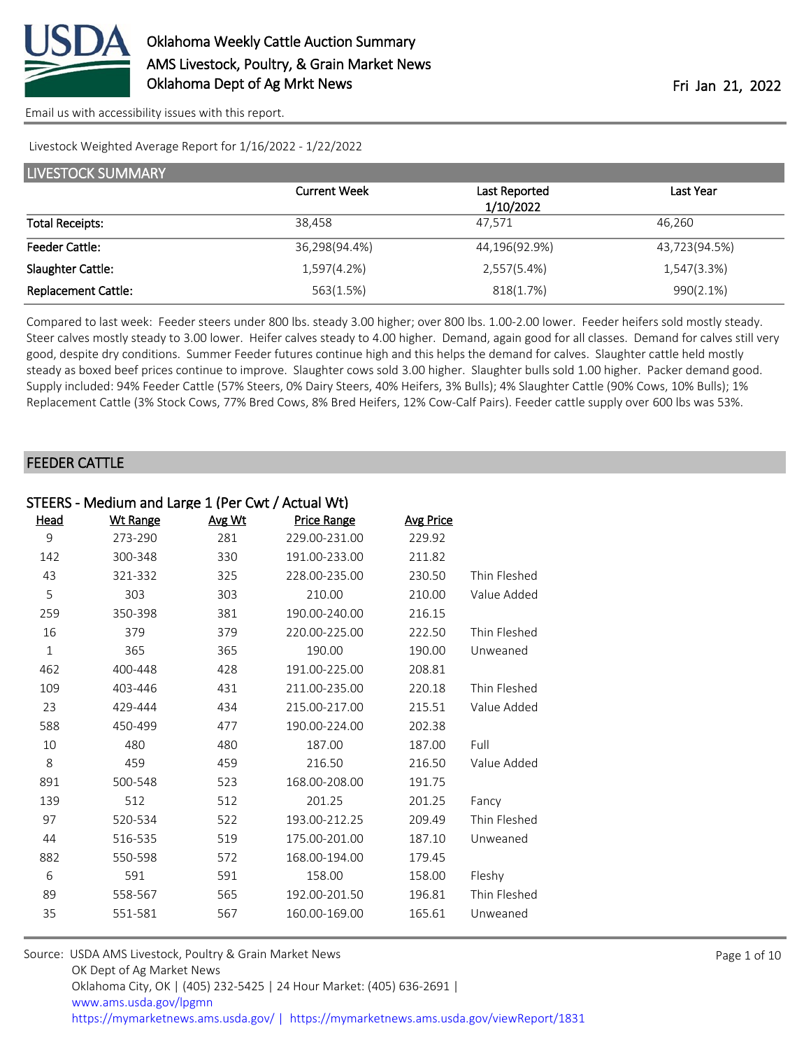# Oklahoma Weekly Cattle Auction Summary

AMS Livestock, Poultry, & Grain Market News

Oklahoma Dept of Ag Mrkt News

Fri Jan 21, 2022

Email us with accessibility issues with this report.

Livestock Weighted Average Report for 1/16/2022 - 1/22/2022

## LIVESTOCK SUMMARY

| | Current Week | Last Reported 1/10/2022 | Last Year |
|---|---|---|---|
| **Total Receipts:** | 38,458 | 47,571 | 46,260 |
| **Feeder Cattle:** | 36,298(94.4%) | 44,196(92.9%) | 43,723(94.5%) |
| **Slaughter Cattle:** | 1,597(4.2%) | 2,557(5.4%) | 1,547(3.3%) |
| **Replacement Cattle:** | 563(1.5%) | 818(1.7%) | 990(2.1%) |

Compared to last week: Feeder steers under 800 lbs. steady 3.00 higher; over 800 lbs. 1.00-2.00 lower. Feeder heifers sold mostly steady. Steer calves mostly steady to 3.00 lower. Heifer calves steady to 4.00 higher. Demand, again good for all classes. Demand for calves still very good, despite dry conditions. Summer Feeder futures continue high and this helps the demand for calves. Slaughter cattle held mostly steady as boxed beef prices continue to improve. Slaughter cows sold 3.00 higher. Slaughter bulls sold 1.00 higher. Packer demand good. Supply included: 94% Feeder Cattle (57% Steers, 0% Dairy Steers, 40% Heifers, 3% Bulls); 4% Slaughter Cattle (90% Cows, 10% Bulls); 1% Replacement Cattle (3% Stock Cows, 77% Bred Cows, 8% Bred Heifers, 12% Cow-Calf Pairs). Feeder cattle supply over 600 lbs was 53%.

## FEEDER CATTLE

### STEERS - Medium and Large 1 (Per Cwt / Actual Wt)

| Head | Wt Range | Avg Wt | Price Range | Avg Price | |
|---|---|---|---|---|---|
| 9 | 273-290 | 281 | 229.00-231.00 | 229.92 | |
| 142 | 300-348 | 330 | 191.00-233.00 | 211.82 | |
| 43 | 321-332 | 325 | 228.00-235.00 | 230.50 | Thin Fleshed |
| 5 | 303 | 303 | 210.00 | 210.00 | Value Added |
| 259 | 350-398 | 381 | 190.00-240.00 | 216.15 | |
| 16 | 379 | 379 | 220.00-225.00 | 222.50 | Thin Fleshed |
| 1 | 365 | 365 | 190.00 | 190.00 | Unweaned |
| 462 | 400-448 | 428 | 191.00-225.00 | 208.81 | |
| 109 | 403-446 | 431 | 211.00-235.00 | 220.18 | Thin Fleshed |
| 23 | 429-444 | 434 | 215.00-217.00 | 215.51 | Value Added |
| 588 | 450-499 | 477 | 190.00-224.00 | 202.38 | |
| 10 | 480 | 480 | 187.00 | 187.00 | Full |
| 8 | 459 | 459 | 216.50 | 216.50 | Value Added |
| 891 | 500-548 | 523 | 168.00-208.00 | 191.75 | |
| 139 | 512 | 512 | 201.25 | 201.25 | Fancy |
| 97 | 520-534 | 522 | 193.00-212.25 | 209.49 | Thin Fleshed |
| 44 | 516-535 | 519 | 175.00-201.00 | 187.10 | Unweaned |
| 882 | 550-598 | 572 | 168.00-194.00 | 179.45 | |
| 6 | 591 | 591 | 158.00 | 158.00 | Fleshy |
| 89 | 558-567 | 565 | 192.00-201.50 | 196.81 | Thin Fleshed |
| 35 | 551-581 | 567 | 160.00-169.00 | 165.61 | Unweaned |

Source: USDA AMS Livestock, Poultry & Grain Market News
OK Dept of Ag Market News
Oklahoma City, OK | (405) 232-5425 | 24 Hour Market: (405) 636-2691 |
www.ams.usda.gov/lpgmn
https://mymarketnews.ams.usda.gov/ | https://mymarketnews.ams.usda.gov/viewReport/1831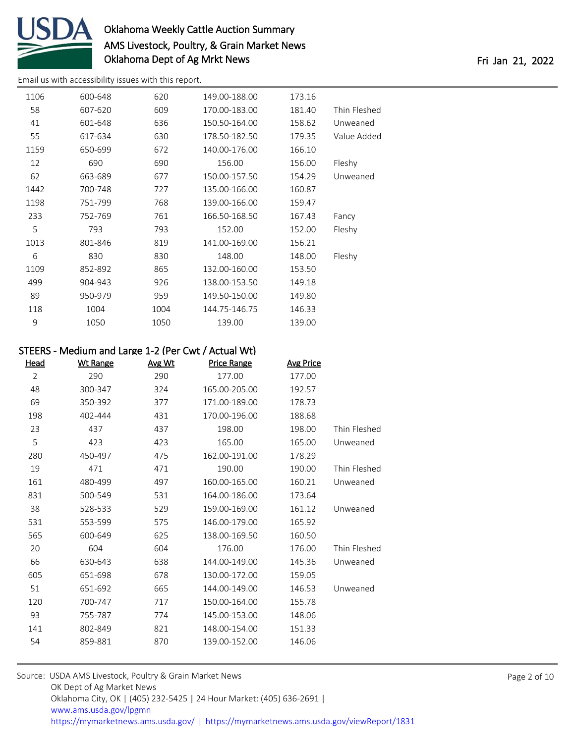| | | | | | |
|---|---|---|---|---|---|
| 1106 | 600-648 | 620 | 149.00-188.00 | 173.16 | |
| 58 | 607-620 | 609 | 170.00-183.00 | 181.40 | Thin Fleshed |
| 41 | 601-648 | 636 | 150.50-164.00 | 158.62 | Unweaned |
| 55 | 617-634 | 630 | 178.50-182.50 | 179.35 | Value Added |
| 1159 | 650-699 | 672 | 140.00-176.00 | 166.10 | |
| 12 | 690 | 690 | 156.00 | 156.00 | Fleshy |
| 62 | 663-689 | 677 | 150.00-157.50 | 154.29 | Unweaned |
| 1442 | 700-748 | 727 | 135.00-166.00 | 160.87 | |
| 1198 | 751-799 | 768 | 139.00-166.00 | 159.47 | |
| 233 | 752-769 | 761 | 166.50-168.50 | 167.43 | Fancy |
| 5 | 793 | 793 | 152.00 | 152.00 | Fleshy |
| 1013 | 801-846 | 819 | 141.00-169.00 | 156.21 | |
| 6 | 830 | 830 | 148.00 | 148.00 | Fleshy |
| 1109 | 852-892 | 865 | 132.00-160.00 | 153.50 | |
| 499 | 904-943 | 926 | 138.00-153.50 | 149.18 | |
| 89 | 950-979 | 959 | 149.50-150.00 | 149.80 | |
| 118 | 1004 | 1004 | 144.75-146.75 | 146.33 | |
| 9 | 1050 | 1050 | 139.00 | 139.00 | |

## STEERS - Medium and Large 1-2 (Per Cwt / Actual Wt)

| Head | Wt Range | Avg Wt | Price Range | Avg Price | |
|---|---|---|---|---|---|
| 2 | 290 | 290 | 177.00 | 177.00 | |
| 48 | 300-347 | 324 | 165.00-205.00 | 192.57 | |
| 69 | 350-392 | 377 | 171.00-189.00 | 178.73 | |
| 198 | 402-444 | 431 | 170.00-196.00 | 188.68 | |
| 23 | 437 | 437 | 198.00 | 198.00 | Thin Fleshed |
| 5 | 423 | 423 | 165.00 | 165.00 | Unweaned |
| 280 | 450-497 | 475 | 162.00-191.00 | 178.29 | |
| 19 | 471 | 471 | 190.00 | 190.00 | Thin Fleshed |
| 161 | 480-499 | 497 | 160.00-165.00 | 160.21 | Unweaned |
| 831 | 500-549 | 531 | 164.00-186.00 | 173.64 | |
| 38 | 528-533 | 529 | 159.00-169.00 | 161.12 | Unweaned |
| 531 | 553-599 | 575 | 146.00-179.00 | 165.92 | |
| 565 | 600-649 | 625 | 138.00-169.50 | 160.50 | |
| 20 | 604 | 604 | 176.00 | 176.00 | Thin Fleshed |
| 66 | 630-643 | 638 | 144.00-149.00 | 145.36 | Unweaned |
| 605 | 651-698 | 678 | 130.00-172.00 | 159.05 | |
| 51 | 651-692 | 665 | 144.00-149.00 | 146.53 | Unweaned |
| 120 | 700-747 | 717 | 150.00-164.00 | 155.78 | |
| 93 | 755-787 | 774 | 145.00-153.00 | 148.06 | |
| 141 | 802-849 | 821 | 148.00-154.00 | 151.33 | |
| 54 | 859-881 | 870 | 139.00-152.00 | 146.06 | |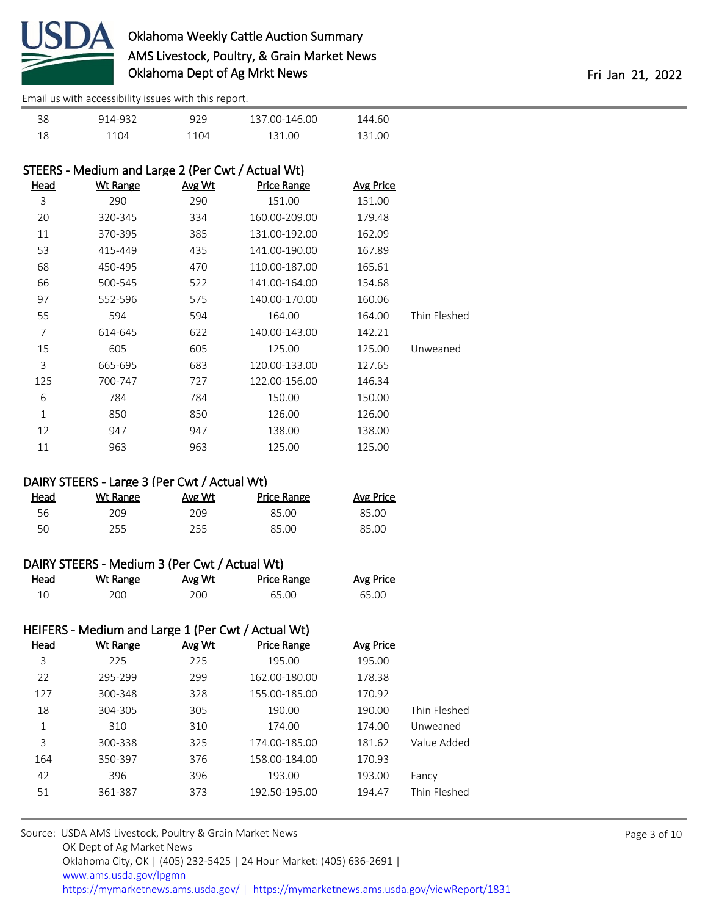| | | | | | |
|---|---|---|---|---|---|
| 38 | 914-932 | 929 | 137.00-146.00 | 144.60 | |
| 18 | 1104 | 1104 | 131.00 | 131.00 | |

### STEERS - Medium and Large 2 (Per Cwt / Actual Wt)

| Head | Wt Range | Avg Wt | Price Range | Avg Price | |
|---|---|---|---|---|---|
| 3 | 290 | 290 | 151.00 | 151.00 | |
| 20 | 320-345 | 334 | 160.00-209.00 | 179.48 | |
| 11 | 370-395 | 385 | 131.00-192.00 | 162.09 | |
| 53 | 415-449 | 435 | 141.00-190.00 | 167.89 | |
| 68 | 450-495 | 470 | 110.00-187.00 | 165.61 | |
| 66 | 500-545 | 522 | 141.00-164.00 | 154.68 | |
| 97 | 552-596 | 575 | 140.00-170.00 | 160.06 | |
| 55 | 594 | 594 | 164.00 | 164.00 | Thin Fleshed |
| 7 | 614-645 | 622 | 140.00-143.00 | 142.21 | |
| 15 | 605 | 605 | 125.00 | 125.00 | Unweaned |
| 3 | 665-695 | 683 | 120.00-133.00 | 127.65 | |
| 125 | 700-747 | 727 | 122.00-156.00 | 146.34 | |
| 6 | 784 | 784 | 150.00 | 150.00 | |
| 1 | 850 | 850 | 126.00 | 126.00 | |
| 12 | 947 | 947 | 138.00 | 138.00 | |
| 11 | 963 | 963 | 125.00 | 125.00 | |

### DAIRY STEERS - Large 3 (Per Cwt / Actual Wt)

| Head | Wt Range | Avg Wt | Price Range | Avg Price |
|---|---|---|---|---|
| 56 | 209 | 209 | 85.00 | 85.00 |
| 50 | 255 | 255 | 85.00 | 85.00 |

### DAIRY STEERS - Medium 3 (Per Cwt / Actual Wt)

| Head | Wt Range | Avg Wt | Price Range | Avg Price |
|---|---|---|---|---|
| 10 | 200 | 200 | 65.00 | 65.00 |

### HEIFERS - Medium and Large 1 (Per Cwt / Actual Wt)

| Head | Wt Range | Avg Wt | Price Range | Avg Price | |
|---|---|---|---|---|---|
| 3 | 225 | 225 | 195.00 | 195.00 | |
| 22 | 295-299 | 299 | 162.00-180.00 | 178.38 | |
| 127 | 300-348 | 328 | 155.00-185.00 | 170.92 | |
| 18 | 304-305 | 305 | 190.00 | 190.00 | Thin Fleshed |
| 1 | 310 | 310 | 174.00 | 174.00 | Unweaned |
| 3 | 300-338 | 325 | 174.00-185.00 | 181.62 | Value Added |
| 164 | 350-397 | 376 | 158.00-184.00 | 170.93 | |
| 42 | 396 | 396 | 193.00 | 193.00 | Fancy |
| 51 | 361-387 | 373 | 192.50-195.00 | 194.47 | Thin Fleshed |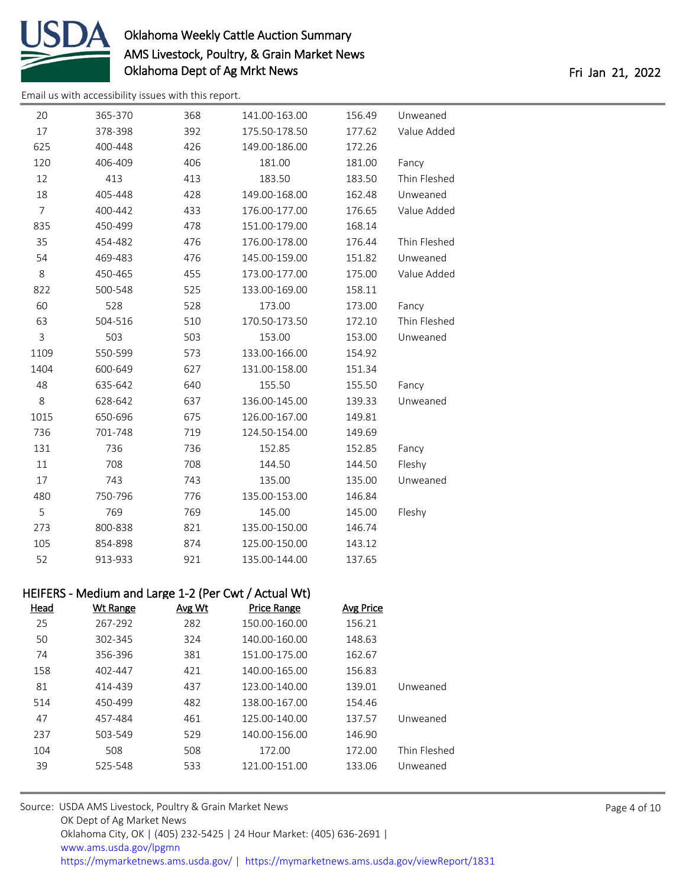| | | | | | |
|---|---|---|---|---|---|
| 20 | 365-370 | 368 | 141.00-163.00 | 156.49 | Unweaned |
| 17 | 378-398 | 392 | 175.50-178.50 | 177.62 | Value Added |
| 625 | 400-448 | 426 | 149.00-186.00 | 172.26 | |
| 120 | 406-409 | 406 | 181.00 | 181.00 | Fancy |
| 12 | 413 | 413 | 183.50 | 183.50 | Thin Fleshed |
| 18 | 405-448 | 428 | 149.00-168.00 | 162.48 | Unweaned |
| 7 | 400-442 | 433 | 176.00-177.00 | 176.65 | Value Added |
| 835 | 450-499 | 478 | 151.00-179.00 | 168.14 | |
| 35 | 454-482 | 476 | 176.00-178.00 | 176.44 | Thin Fleshed |
| 54 | 469-483 | 476 | 145.00-159.00 | 151.82 | Unweaned |
| 8 | 450-465 | 455 | 173.00-177.00 | 175.00 | Value Added |
| 822 | 500-548 | 525 | 133.00-169.00 | 158.11 | |
| 60 | 528 | 528 | 173.00 | 173.00 | Fancy |
| 63 | 504-516 | 510 | 170.50-173.50 | 172.10 | Thin Fleshed |
| 3 | 503 | 503 | 153.00 | 153.00 | Unweaned |
| 1109 | 550-599 | 573 | 133.00-166.00 | 154.92 | |
| 1404 | 600-649 | 627 | 131.00-158.00 | 151.34 | |
| 48 | 635-642 | 640 | 155.50 | 155.50 | Fancy |
| 8 | 628-642 | 637 | 136.00-145.00 | 139.33 | Unweaned |
| 1015 | 650-696 | 675 | 126.00-167.00 | 149.81 | |
| 736 | 701-748 | 719 | 124.50-154.00 | 149.69 | |
| 131 | 736 | 736 | 152.85 | 152.85 | Fancy |
| 11 | 708 | 708 | 144.50 | 144.50 | Fleshy |
| 17 | 743 | 743 | 135.00 | 135.00 | Unweaned |
| 480 | 750-796 | 776 | 135.00-153.00 | 146.84 | |
| 5 | 769 | 769 | 145.00 | 145.00 | Fleshy |
| 273 | 800-838 | 821 | 135.00-150.00 | 146.74 | |
| 105 | 854-898 | 874 | 125.00-150.00 | 143.12 | |
| 52 | 913-933 | 921 | 135.00-144.00 | 137.65 | |

## HEIFERS - Medium and Large 1-2 (Per Cwt / Actual Wt)

| Head | Wt Range | Avg Wt | Price Range | Avg Price | |
|---|---|---|---|---|---|
| 25 | 267-292 | 282 | 150.00-160.00 | 156.21 | |
| 50 | 302-345 | 324 | 140.00-160.00 | 148.63 | |
| 74 | 356-396 | 381 | 151.00-175.00 | 162.67 | |
| 158 | 402-447 | 421 | 140.00-165.00 | 156.83 | |
| 81 | 414-439 | 437 | 123.00-140.00 | 139.01 | Unweaned |
| 514 | 450-499 | 482 | 138.00-167.00 | 154.46 | |
| 47 | 457-484 | 461 | 125.00-140.00 | 137.57 | Unweaned |
| 237 | 503-549 | 529 | 140.00-156.00 | 146.90 | |
| 104 | 508 | 508 | 172.00 | 172.00 | Thin Fleshed |
| 39 | 525-548 | 533 | 121.00-151.00 | 133.06 | Unweaned |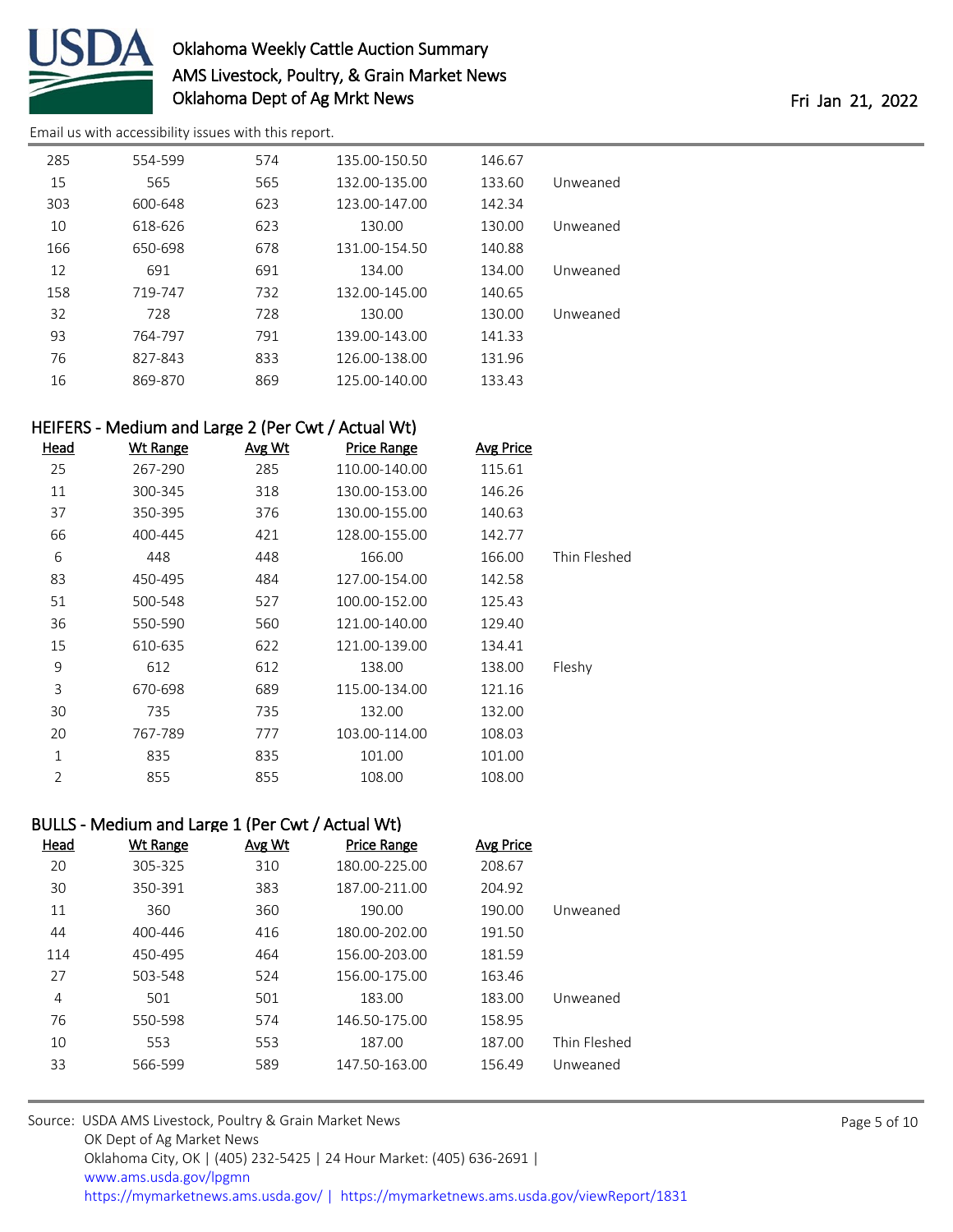| | | | | | |
|---|---|---|---|---|---|
| 285 | 554-599 | 574 | 135.00-150.50 | 146.67 | |
| 15 | 565 | 565 | 132.00-135.00 | 133.60 | Unweaned |
| 303 | 600-648 | 623 | 123.00-147.00 | 142.34 | |
| 10 | 618-626 | 623 | 130.00 | 130.00 | Unweaned |
| 166 | 650-698 | 678 | 131.00-154.50 | 140.88 | |
| 12 | 691 | 691 | 134.00 | 134.00 | Unweaned |
| 158 | 719-747 | 732 | 132.00-145.00 | 140.65 | |
| 32 | 728 | 728 | 130.00 | 130.00 | Unweaned |
| 93 | 764-797 | 791 | 139.00-143.00 | 141.33 | |
| 76 | 827-843 | 833 | 126.00-138.00 | 131.96 | |
| 16 | 869-870 | 869 | 125.00-140.00 | 133.43 | |

## HEIFERS - Medium and Large 2 (Per Cwt / Actual Wt)

| Head | Wt Range | Avg Wt | Price Range | Avg Price | |
|---|---|---|---|---|---|
| 25 | 267-290 | 285 | 110.00-140.00 | 115.61 | |
| 11 | 300-345 | 318 | 130.00-153.00 | 146.26 | |
| 37 | 350-395 | 376 | 130.00-155.00 | 140.63 | |
| 66 | 400-445 | 421 | 128.00-155.00 | 142.77 | |
| 6 | 448 | 448 | 166.00 | 166.00 | Thin Fleshed |
| 83 | 450-495 | 484 | 127.00-154.00 | 142.58 | |
| 51 | 500-548 | 527 | 100.00-152.00 | 125.43 | |
| 36 | 550-590 | 560 | 121.00-140.00 | 129.40 | |
| 15 | 610-635 | 622 | 121.00-139.00 | 134.41 | |
| 9 | 612 | 612 | 138.00 | 138.00 | Fleshy |
| 3 | 670-698 | 689 | 115.00-134.00 | 121.16 | |
| 30 | 735 | 735 | 132.00 | 132.00 | |
| 20 | 767-789 | 777 | 103.00-114.00 | 108.03 | |
| 1 | 835 | 835 | 101.00 | 101.00 | |
| 2 | 855 | 855 | 108.00 | 108.00 | |

## BULLS - Medium and Large 1 (Per Cwt / Actual Wt)

| Head | Wt Range | Avg Wt | Price Range | Avg Price | |
|---|---|---|---|---|---|
| 20 | 305-325 | 310 | 180.00-225.00 | 208.67 | |
| 30 | 350-391 | 383 | 187.00-211.00 | 204.92 | |
| 11 | 360 | 360 | 190.00 | 190.00 | Unweaned |
| 44 | 400-446 | 416 | 180.00-202.00 | 191.50 | |
| 114 | 450-495 | 464 | 156.00-203.00 | 181.59 | |
| 27 | 503-548 | 524 | 156.00-175.00 | 163.46 | |
| 4 | 501 | 501 | 183.00 | 183.00 | Unweaned |
| 76 | 550-598 | 574 | 146.50-175.00 | 158.95 | |
| 10 | 553 | 553 | 187.00 | 187.00 | Thin Fleshed |
| 33 | 566-599 | 589 | 147.50-163.00 | 156.49 | Unweaned |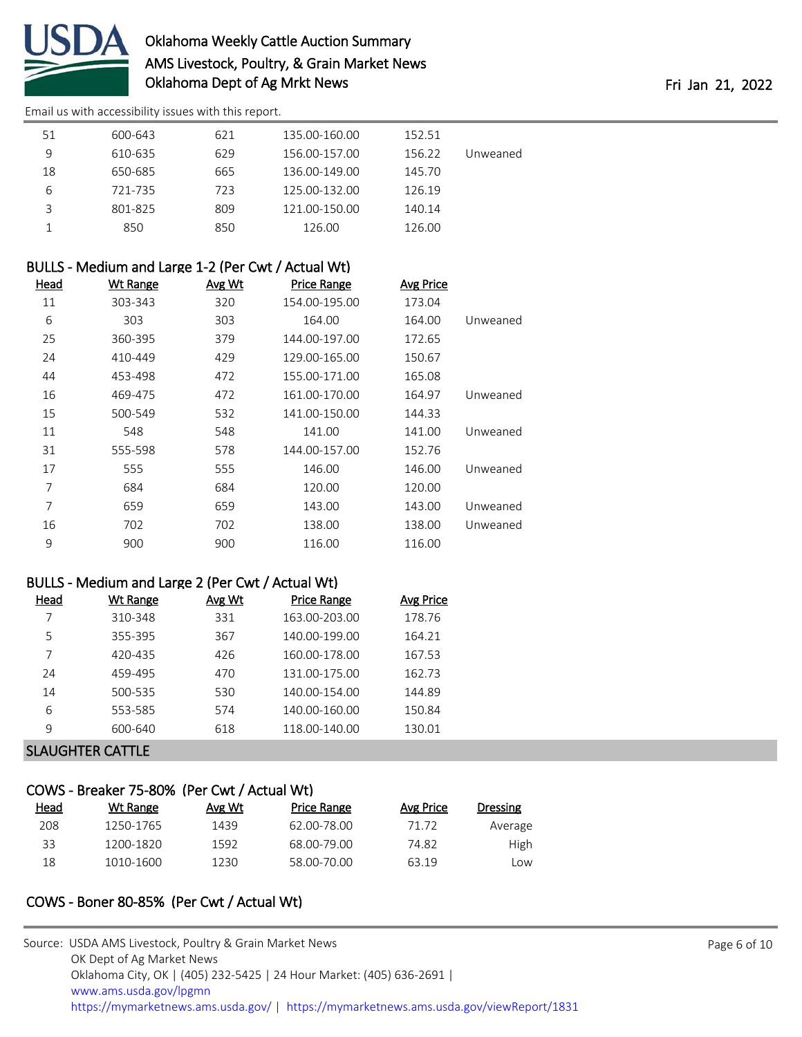Email us with accessibility issues with this report.

| Head | Wt Range | Avg Wt | Price Range | Avg Price | |
|---|---|---|---|---|---|
| 51 | 600-643 | 621 | 135.00-160.00 | 152.51 | |
| 9 | 610-635 | 629 | 156.00-157.00 | 156.22 | Unweaned |
| 18 | 650-685 | 665 | 136.00-149.00 | 145.70 | |
| 6 | 721-735 | 723 | 125.00-132.00 | 126.19 | |
| 3 | 801-825 | 809 | 121.00-150.00 | 140.14 | |
| 1 | 850 | 850 | 126.00 | 126.00 | |

### BULLS - Medium and Large 1-2 (Per Cwt / Actual Wt)

| Head | Wt Range | Avg Wt | Price Range | Avg Price | |
|---|---|---|---|---|---|
| 11 | 303-343 | 320 | 154.00-195.00 | 173.04 | |
| 6 | 303 | 303 | 164.00 | 164.00 | Unweaned |
| 25 | 360-395 | 379 | 144.00-197.00 | 172.65 | |
| 24 | 410-449 | 429 | 129.00-165.00 | 150.67 | |
| 44 | 453-498 | 472 | 155.00-171.00 | 165.08 | |
| 16 | 469-475 | 472 | 161.00-170.00 | 164.97 | Unweaned |
| 15 | 500-549 | 532 | 141.00-150.00 | 144.33 | |
| 11 | 548 | 548 | 141.00 | 141.00 | Unweaned |
| 31 | 555-598 | 578 | 144.00-157.00 | 152.76 | |
| 17 | 555 | 555 | 146.00 | 146.00 | Unweaned |
| 7 | 684 | 684 | 120.00 | 120.00 | |
| 7 | 659 | 659 | 143.00 | 143.00 | Unweaned |
| 16 | 702 | 702 | 138.00 | 138.00 | Unweaned |
| 9 | 900 | 900 | 116.00 | 116.00 | |

### BULLS - Medium and Large 2 (Per Cwt / Actual Wt)

| Head | Wt Range | Avg Wt | Price Range | Avg Price |
|---|---|---|---|---|
| 7 | 310-348 | 331 | 163.00-203.00 | 178.76 |
| 5 | 355-395 | 367 | 140.00-199.00 | 164.21 |
| 7 | 420-435 | 426 | 160.00-178.00 | 167.53 |
| 24 | 459-495 | 470 | 131.00-175.00 | 162.73 |
| 14 | 500-535 | 530 | 140.00-154.00 | 144.89 |
| 6 | 553-585 | 574 | 140.00-160.00 | 150.84 |
| 9 | 600-640 | 618 | 118.00-140.00 | 130.01 |

## SLAUGHTER CATTLE

### COWS - Breaker 75-80% (Per Cwt / Actual Wt)

| Head | Wt Range | Avg Wt | Price Range | Avg Price | Dressing |
|---|---|---|---|---|---|
| 208 | 1250-1765 | 1439 | 62.00-78.00 | 71.72 | Average |
| 33 | 1200-1820 | 1592 | 68.00-79.00 | 74.82 | High |
| 18 | 1010-1600 | 1230 | 58.00-70.00 | 63.19 | Low |

### COWS - Boner 80-85% (Per Cwt / Actual Wt)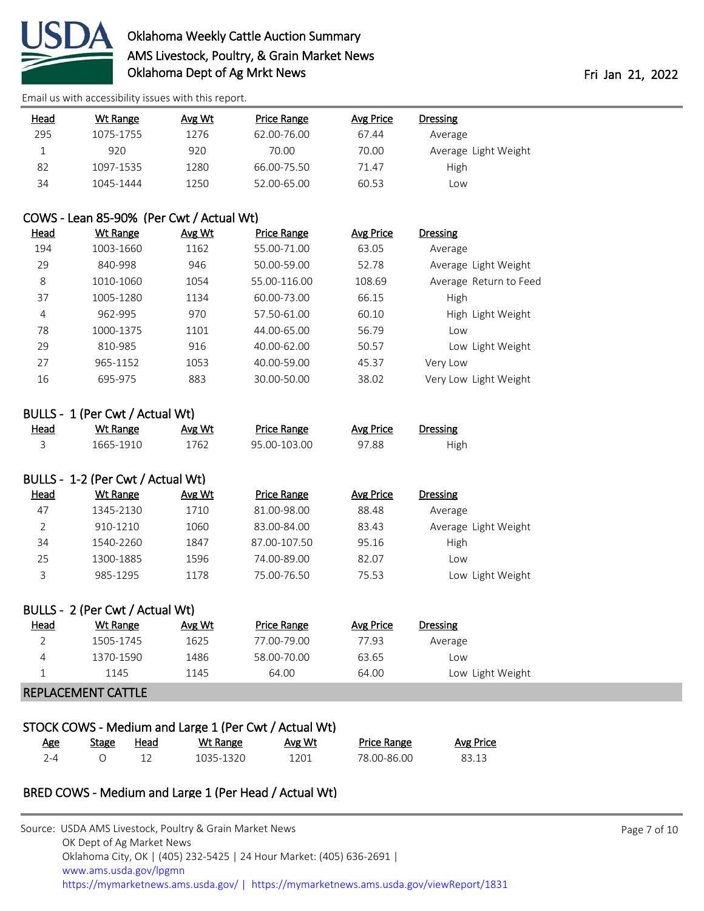| Head | Wt Range | Avg Wt | Price Range | Avg Price | Dressing |
|---|---|---|---|---|---|
| 295 | 1075-1755 | 1276 | 62.00-76.00 | 67.44 | Average |
| 1 | 920 | 920 | 70.00 | 70.00 | Average Light Weight |
| 82 | 1097-1535 | 1280 | 66.00-75.50 | 71.47 | High |
| 34 | 1045-1444 | 1250 | 52.00-65.00 | 60.53 | Low |

### COWS - Lean 85-90% (Per Cwt / Actual Wt)

| Head | Wt Range | Avg Wt | Price Range | Avg Price | Dressing |
|---|---|---|---|---|---|
| 194 | 1003-1660 | 1162 | 55.00-71.00 | 63.05 | Average |
| 29 | 840-998 | 946 | 50.00-59.00 | 52.78 | Average Light Weight |
| 8 | 1010-1060 | 1054 | 55.00-116.00 | 108.69 | Average Return to Feed |
| 37 | 1005-1280 | 1134 | 60.00-73.00 | 66.15 | High |
| 4 | 962-995 | 970 | 57.50-61.00 | 60.10 | High Light Weight |
| 78 | 1000-1375 | 1101 | 44.00-65.00 | 56.79 | Low |
| 29 | 810-985 | 916 | 40.00-62.00 | 50.57 | Low Light Weight |
| 27 | 965-1152 | 1053 | 40.00-59.00 | 45.37 | Very Low |
| 16 | 695-975 | 883 | 30.00-50.00 | 38.02 | Very Low Light Weight |

### BULLS - 1 (Per Cwt / Actual Wt)

| Head | Wt Range | Avg Wt | Price Range | Avg Price | Dressing |
|---|---|---|---|---|---|
| 3 | 1665-1910 | 1762 | 95.00-103.00 | 97.88 | High |

### BULLS - 1-2 (Per Cwt / Actual Wt)

| Head | Wt Range | Avg Wt | Price Range | Avg Price | Dressing |
|---|---|---|---|---|---|
| 47 | 1345-2130 | 1710 | 81.00-98.00 | 88.48 | Average |
| 2 | 910-1210 | 1060 | 83.00-84.00 | 83.43 | Average Light Weight |
| 34 | 1540-2260 | 1847 | 87.00-107.50 | 95.16 | High |
| 25 | 1300-1885 | 1596 | 74.00-89.00 | 82.07 | Low |
| 3 | 985-1295 | 1178 | 75.00-76.50 | 75.53 | Low Light Weight |

### BULLS - 2 (Per Cwt / Actual Wt)

| Head | Wt Range | Avg Wt | Price Range | Avg Price | Dressing |
|---|---|---|---|---|---|
| 2 | 1505-1745 | 1625 | 77.00-79.00 | 77.93 | Average |
| 4 | 1370-1590 | 1486 | 58.00-70.00 | 63.65 | Low |
| 1 | 1145 | 1145 | 64.00 | 64.00 | Low Light Weight |

## REPLACEMENT CATTLE

### STOCK COWS - Medium and Large 1 (Per Cwt / Actual Wt)

| Age | Stage | Head | Wt Range | Avg Wt | Price Range | Avg Price |
|---|---|---|---|---|---|---|
| 2-4 | O | 12 | 1035-1320 | 1201 | 78.00-86.00 | 83.13 |

### BRED COWS - Medium and Large 1 (Per Head / Actual Wt)

Source: USDA AMS Livestock, Poultry & Grain Market News
OK Dept of Ag Market News
Oklahoma City, OK | (405) 232-5425 | 24 Hour Market: (405) 636-2691 |
www.ams.usda.gov/lpgmn
https://mymarketnews.ams.usda.gov/ | https://mymarketnews.ams.usda.gov/viewReport/1831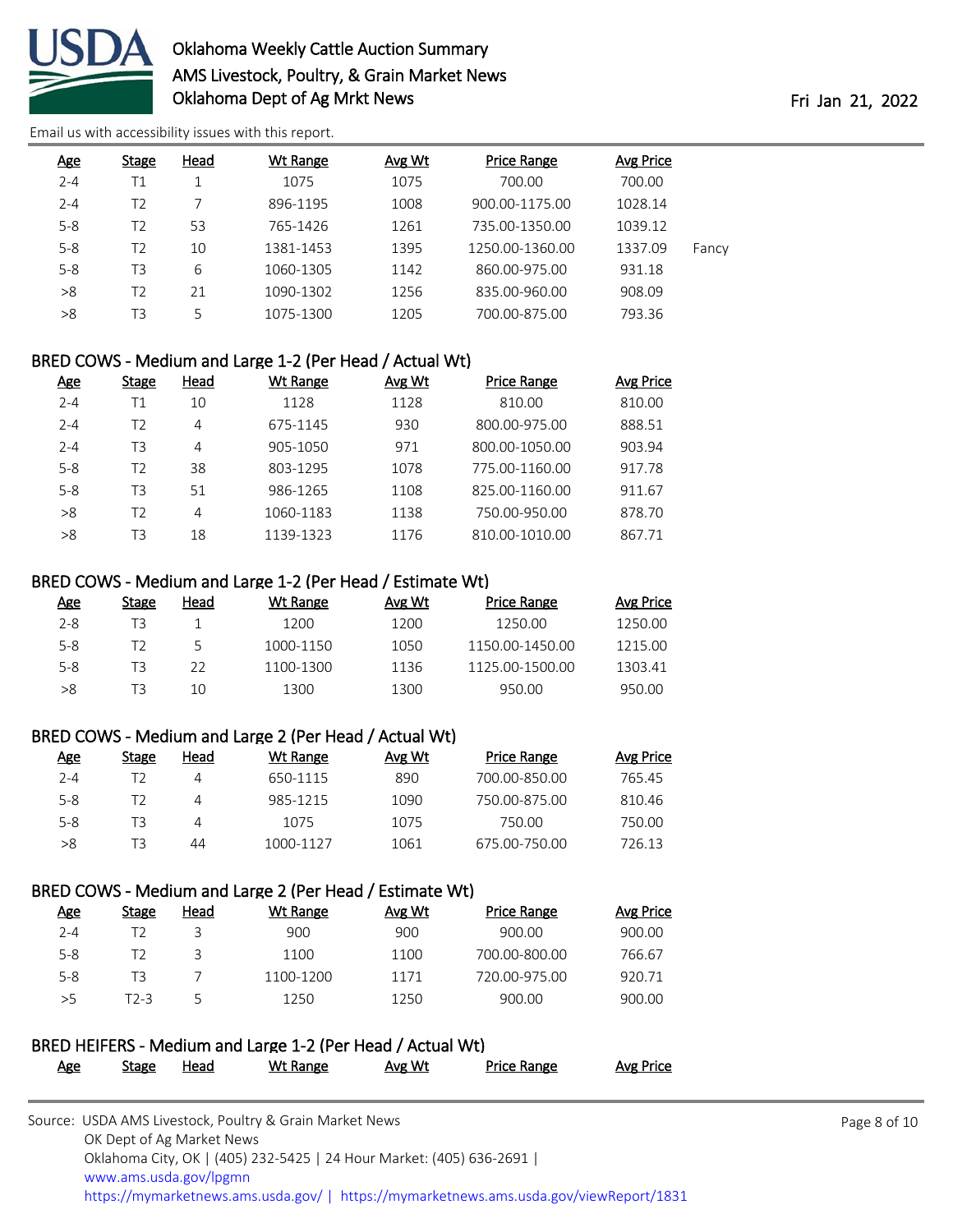Email us with accessibility issues with this report.

| Age | Stage | Head | Wt Range | Avg Wt | Price Range | Avg Price | |
|---|---|---|---|---|---|---|---|
| 2-4 | T1 | 1 | 1075 | 1075 | 700.00 | 700.00 | |
| 2-4 | T2 | 7 | 896-1195 | 1008 | 900.00-1175.00 | 1028.14 | |
| 5-8 | T2 | 53 | 765-1426 | 1261 | 735.00-1350.00 | 1039.12 | |
| 5-8 | T2 | 10 | 1381-1453 | 1395 | 1250.00-1360.00 | 1337.09 | Fancy |
| 5-8 | T3 | 6 | 1060-1305 | 1142 | 860.00-975.00 | 931.18 | |
| >8 | T2 | 21 | 1090-1302 | 1256 | 835.00-960.00 | 908.09 | |
| >8 | T3 | 5 | 1075-1300 | 1205 | 700.00-875.00 | 793.36 | |

## BRED COWS - Medium and Large 1-2 (Per Head / Actual Wt)

| Age | Stage | Head | Wt Range | Avg Wt | Price Range | Avg Price |
|---|---|---|---|---|---|---|
| 2-4 | T1 | 10 | 1128 | 1128 | 810.00 | 810.00 |
| 2-4 | T2 | 4 | 675-1145 | 930 | 800.00-975.00 | 888.51 |
| 2-4 | T3 | 4 | 905-1050 | 971 | 800.00-1050.00 | 903.94 |
| 5-8 | T2 | 38 | 803-1295 | 1078 | 775.00-1160.00 | 917.78 |
| 5-8 | T3 | 51 | 986-1265 | 1108 | 825.00-1160.00 | 911.67 |
| >8 | T2 | 4 | 1060-1183 | 1138 | 750.00-950.00 | 878.70 |
| >8 | T3 | 18 | 1139-1323 | 1176 | 810.00-1010.00 | 867.71 |

## BRED COWS - Medium and Large 1-2 (Per Head / Estimate Wt)

| Age | Stage | Head | Wt Range | Avg Wt | Price Range | Avg Price |
|---|---|---|---|---|---|---|
| 2-8 | T3 | 1 | 1200 | 1200 | 1250.00 | 1250.00 |
| 5-8 | T2 | 5 | 1000-1150 | 1050 | 1150.00-1450.00 | 1215.00 |
| 5-8 | T3 | 22 | 1100-1300 | 1136 | 1125.00-1500.00 | 1303.41 |
| >8 | T3 | 10 | 1300 | 1300 | 950.00 | 950.00 |

## BRED COWS - Medium and Large 2 (Per Head / Actual Wt)

| Age | Stage | Head | Wt Range | Avg Wt | Price Range | Avg Price |
|---|---|---|---|---|---|---|
| 2-4 | T2 | 4 | 650-1115 | 890 | 700.00-850.00 | 765.45 |
| 5-8 | T2 | 4 | 985-1215 | 1090 | 750.00-875.00 | 810.46 |
| 5-8 | T3 | 4 | 1075 | 1075 | 750.00 | 750.00 |
| >8 | T3 | 44 | 1000-1127 | 1061 | 675.00-750.00 | 726.13 |

## BRED COWS - Medium and Large 2 (Per Head / Estimate Wt)

| Age | Stage | Head | Wt Range | Avg Wt | Price Range | Avg Price |
|---|---|---|---|---|---|---|
| 2-4 | T2 | 3 | 900 | 900 | 900.00 | 900.00 |
| 5-8 | T2 | 3 | 1100 | 1100 | 700.00-800.00 | 766.67 |
| 5-8 | T3 | 7 | 1100-1200 | 1171 | 720.00-975.00 | 920.71 |
| >5 | T2-3 | 5 | 1250 | 1250 | 900.00 | 900.00 |

## BRED HEIFERS - Medium and Large 1-2 (Per Head / Actual Wt)

| Age | Stage | Head | Wt Range | Avg Wt | Price Range | Avg Price |
|---|---|---|---|---|---|---|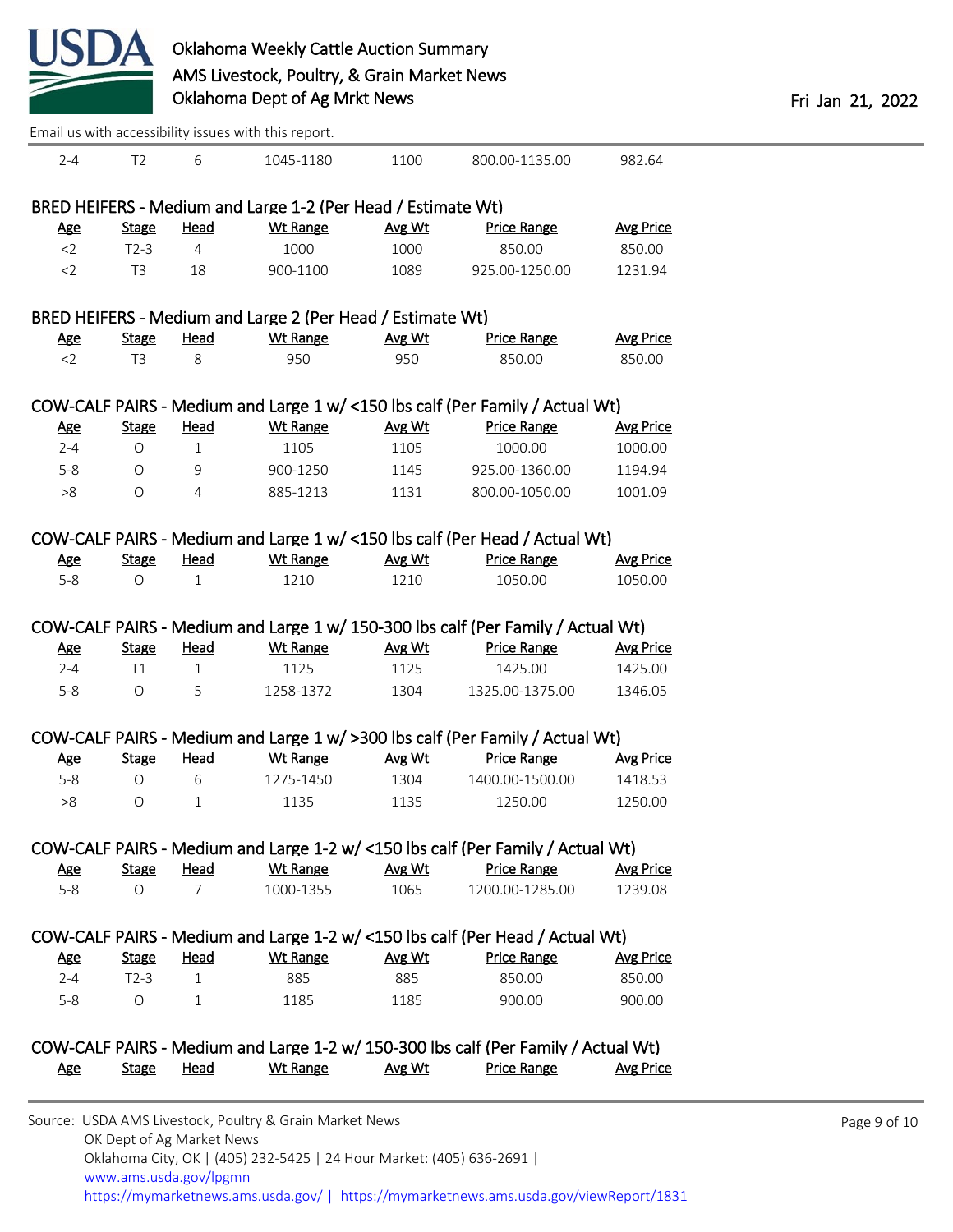| Age | Stage | Head | Wt Range | Avg Wt | Price Range | Avg Price |
|---|---|---|---|---|---|---|
| 2-4 | T2 | 6 | 1045-1180 | 1100 | 800.00-1135.00 | 982.64 |

### BRED HEIFERS - Medium and Large 1-2 (Per Head / Estimate Wt)

| Age | Stage | Head | Wt Range | Avg Wt | Price Range | Avg Price |
|---|---|---|---|---|---|---|
| <2 | T2-3 | 4 | 1000 | 1000 | 850.00 | 850.00 |
| <2 | T3 | 18 | 900-1100 | 1089 | 925.00-1250.00 | 1231.94 |

### BRED HEIFERS - Medium and Large 2 (Per Head / Estimate Wt)

| Age | Stage | Head | Wt Range | Avg Wt | Price Range | Avg Price |
|---|---|---|---|---|---|---|
| <2 | T3 | 8 | 950 | 950 | 850.00 | 850.00 |

### COW-CALF PAIRS - Medium and Large 1 w/ <150 lbs calf (Per Family / Actual Wt)

| Age | Stage | Head | Wt Range | Avg Wt | Price Range | Avg Price |
|---|---|---|---|---|---|---|
| 2-4 | O | 1 | 1105 | 1105 | 1000.00 | 1000.00 |
| 5-8 | O | 9 | 900-1250 | 1145 | 925.00-1360.00 | 1194.94 |
| >8 | O | 4 | 885-1213 | 1131 | 800.00-1050.00 | 1001.09 |

### COW-CALF PAIRS - Medium and Large 1 w/ <150 lbs calf (Per Head / Actual Wt)

| Age | Stage | Head | Wt Range | Avg Wt | Price Range | Avg Price |
|---|---|---|---|---|---|---|
| 5-8 | O | 1 | 1210 | 1210 | 1050.00 | 1050.00 |

### COW-CALF PAIRS - Medium and Large 1 w/ 150-300 lbs calf (Per Family / Actual Wt)

| Age | Stage | Head | Wt Range | Avg Wt | Price Range | Avg Price |
|---|---|---|---|---|---|---|
| 2-4 | T1 | 1 | 1125 | 1125 | 1425.00 | 1425.00 |
| 5-8 | O | 5 | 1258-1372 | 1304 | 1325.00-1375.00 | 1346.05 |

### COW-CALF PAIRS - Medium and Large 1 w/ >300 lbs calf (Per Family / Actual Wt)

| Age | Stage | Head | Wt Range | Avg Wt | Price Range | Avg Price |
|---|---|---|---|---|---|---|
| 5-8 | O | 6 | 1275-1450 | 1304 | 1400.00-1500.00 | 1418.53 |
| >8 | O | 1 | 1135 | 1135 | 1250.00 | 1250.00 |

### COW-CALF PAIRS - Medium and Large 1-2 w/ <150 lbs calf (Per Family / Actual Wt)

| Age | Stage | Head | Wt Range | Avg Wt | Price Range | Avg Price |
|---|---|---|---|---|---|---|
| 5-8 | O | 7 | 1000-1355 | 1065 | 1200.00-1285.00 | 1239.08 |

### COW-CALF PAIRS - Medium and Large 1-2 w/ <150 lbs calf (Per Head / Actual Wt)

| Age | Stage | Head | Wt Range | Avg Wt | Price Range | Avg Price |
|---|---|---|---|---|---|---|
| 2-4 | T2-3 | 1 | 885 | 885 | 850.00 | 850.00 |
| 5-8 | O | 1 | 1185 | 1185 | 900.00 | 900.00 |

### COW-CALF PAIRS - Medium and Large 1-2 w/ 150-300 lbs calf (Per Family / Actual Wt)

| Age | Stage | Head | Wt Range | Avg Wt | Price Range | Avg Price |
|---|---|---|---|---|---|---|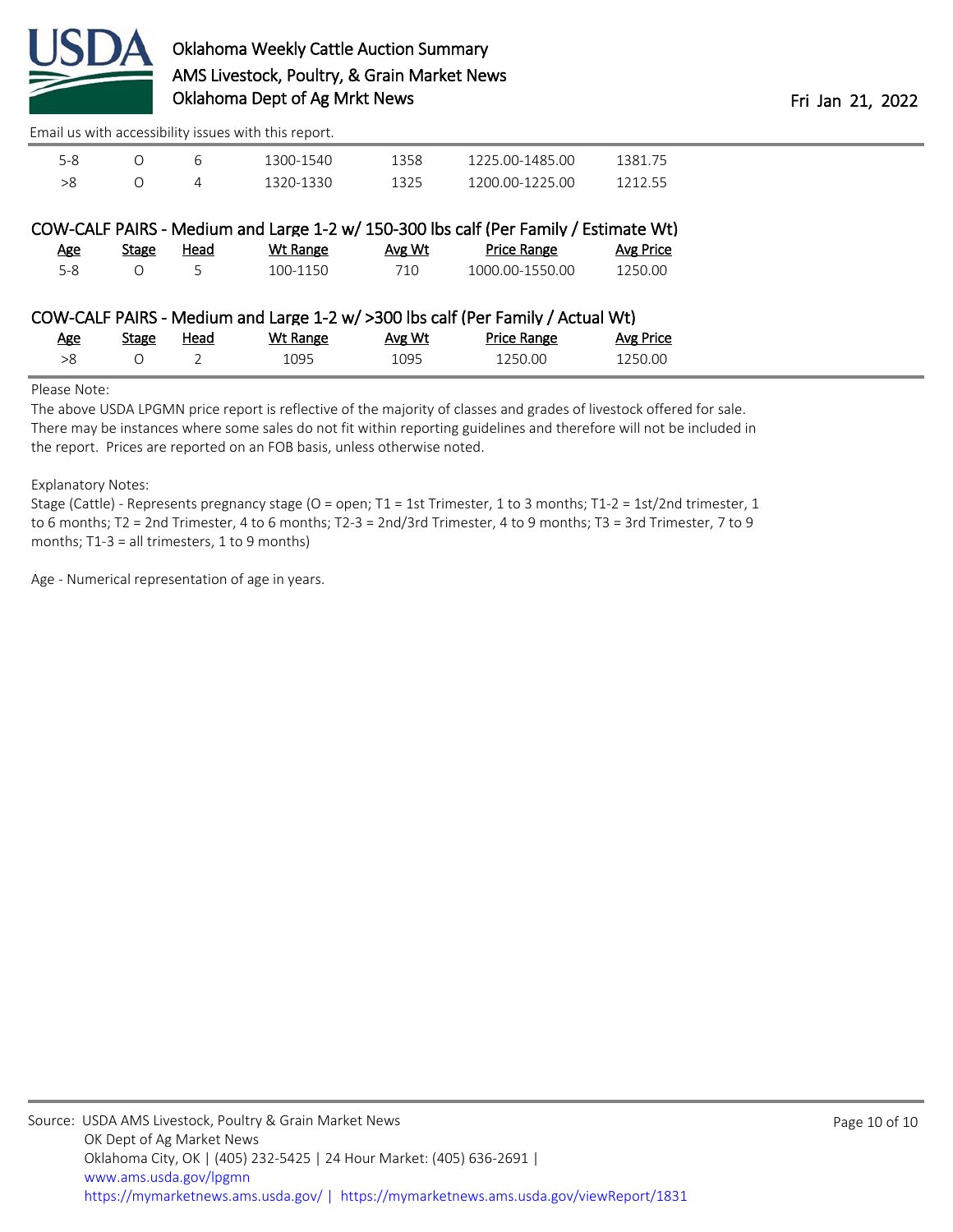| Age | Stage | Head | Wt Range | Avg Wt | Price Range | Avg Price |
|---|---|---|---|---|---|---|
| 5-8 | O | 6 | 1300-1540 | 1358 | 1225.00-1485.00 | 1381.75 |
| >8 | O | 4 | 1320-1330 | 1325 | 1200.00-1225.00 | 1212.55 |

### COW-CALF PAIRS - Medium and Large 1-2 w/ 150-300 lbs calf (Per Family / Estimate Wt)

| Age | Stage | Head | Wt Range | Avg Wt | Price Range | Avg Price |
|---|---|---|---|---|---|---|
| 5-8 | O | 5 | 100-1150 | 710 | 1000.00-1550.00 | 1250.00 |

### COW-CALF PAIRS - Medium and Large 1-2 w/ >300 lbs calf (Per Family / Actual Wt)

| Age | Stage | Head | Wt Range | Avg Wt | Price Range | Avg Price |
|---|---|---|---|---|---|---|
| >8 | O | 2 | 1095 | 1095 | 1250.00 | 1250.00 |

Please Note:

The above USDA LPGMN price report is reflective of the majority of classes and grades of livestock offered for sale. There may be instances where some sales do not fit within reporting guidelines and therefore will not be included in the report. Prices are reported on an FOB basis, unless otherwise noted.

Explanatory Notes:

Stage (Cattle) - Represents pregnancy stage (O = open; T1 = 1st Trimester, 1 to 3 months; T1-2 = 1st/2nd trimester, 1 to 6 months; T2 = 2nd Trimester, 4 to 6 months; T2-3 = 2nd/3rd Trimester, 4 to 9 months; T3 = 3rd Trimester, 7 to 9 months; T1-3 = all trimesters, 1 to 9 months)

Age - Numerical representation of age in years.

Source: USDA AMS Livestock, Poultry & Grain Market News
OK Dept of Ag Market News
Oklahoma City, OK | (405) 232-5425 | 24 Hour Market: (405) 636-2691 |
www.ams.usda.gov/lpgmn
https://mymarketnews.ams.usda.gov/ | https://mymarketnews.ams.usda.gov/viewReport/1831